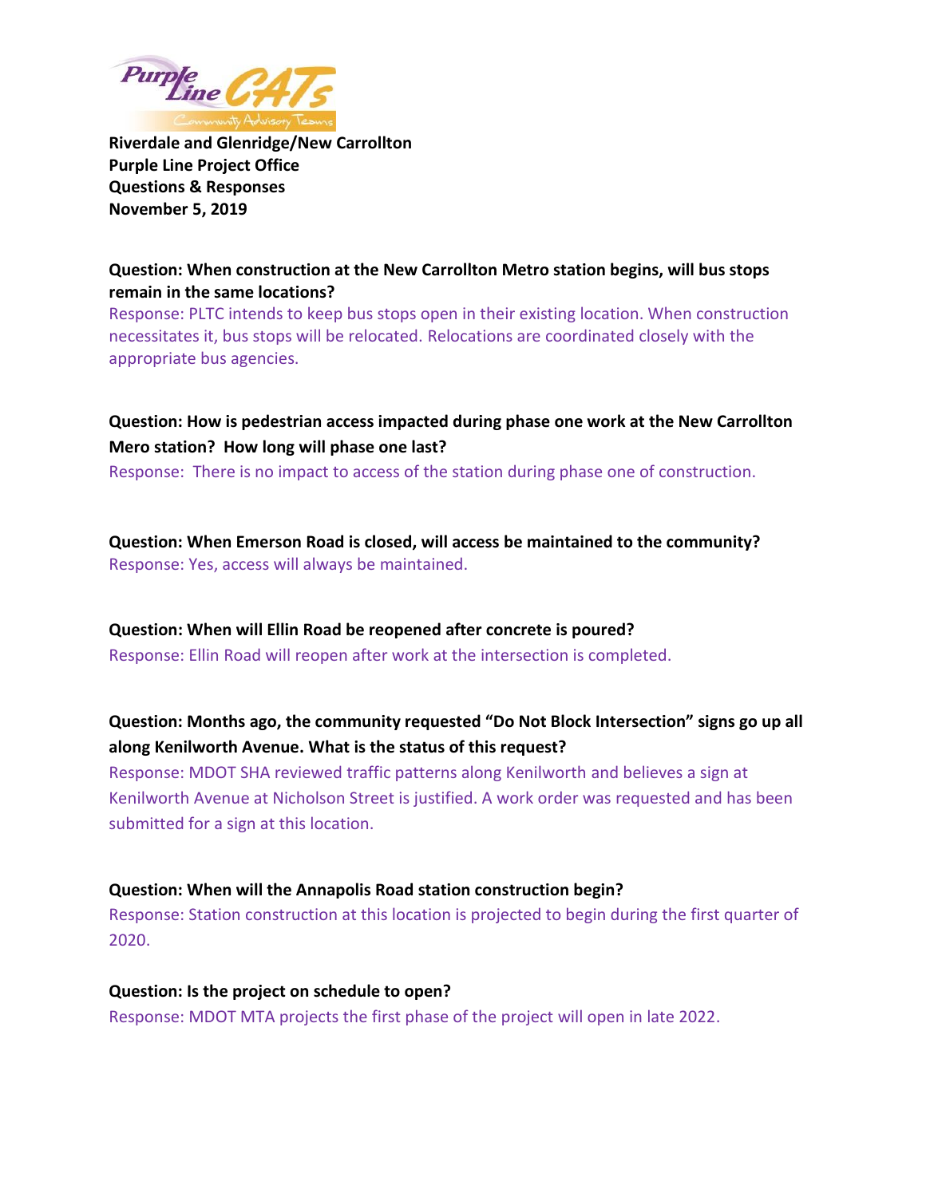**Riverdale and Glenridge/New Carrollton**
**Purple Line Project Office**
**Questions & Responses**
**November 5, 2019**

**Question: When construction at the New Carrollton Metro station begins, will bus stops remain in the same locations?**

Response: PLTC intends to keep bus stops open in their existing location. When construction necessitates it, bus stops will be relocated. Relocations are coordinated closely with the appropriate bus agencies.

**Question: How is pedestrian access impacted during phase one work at the New Carrollton Mero station? How long will phase one last?**

Response: There is no impact to access of the station during phase one of construction.

**Question: When Emerson Road is closed, will access be maintained to the community?**

Response: Yes, access will always be maintained.

**Question: When will Ellin Road be reopened after concrete is poured?**

Response: Ellin Road will reopen after work at the intersection is completed.

**Question: Months ago, the community requested "Do Not Block Intersection" signs go up all along Kenilworth Avenue. What is the status of this request?**

Response: MDOT SHA reviewed traffic patterns along Kenilworth and believes a sign at Kenilworth Avenue at Nicholson Street is justified. A work order was requested and has been submitted for a sign at this location.

**Question: When will the Annapolis Road station construction begin?**

Response: Station construction at this location is projected to begin during the first quarter of 2020.

**Question: Is the project on schedule to open?**

Response: MDOT MTA projects the first phase of the project will open in late 2022.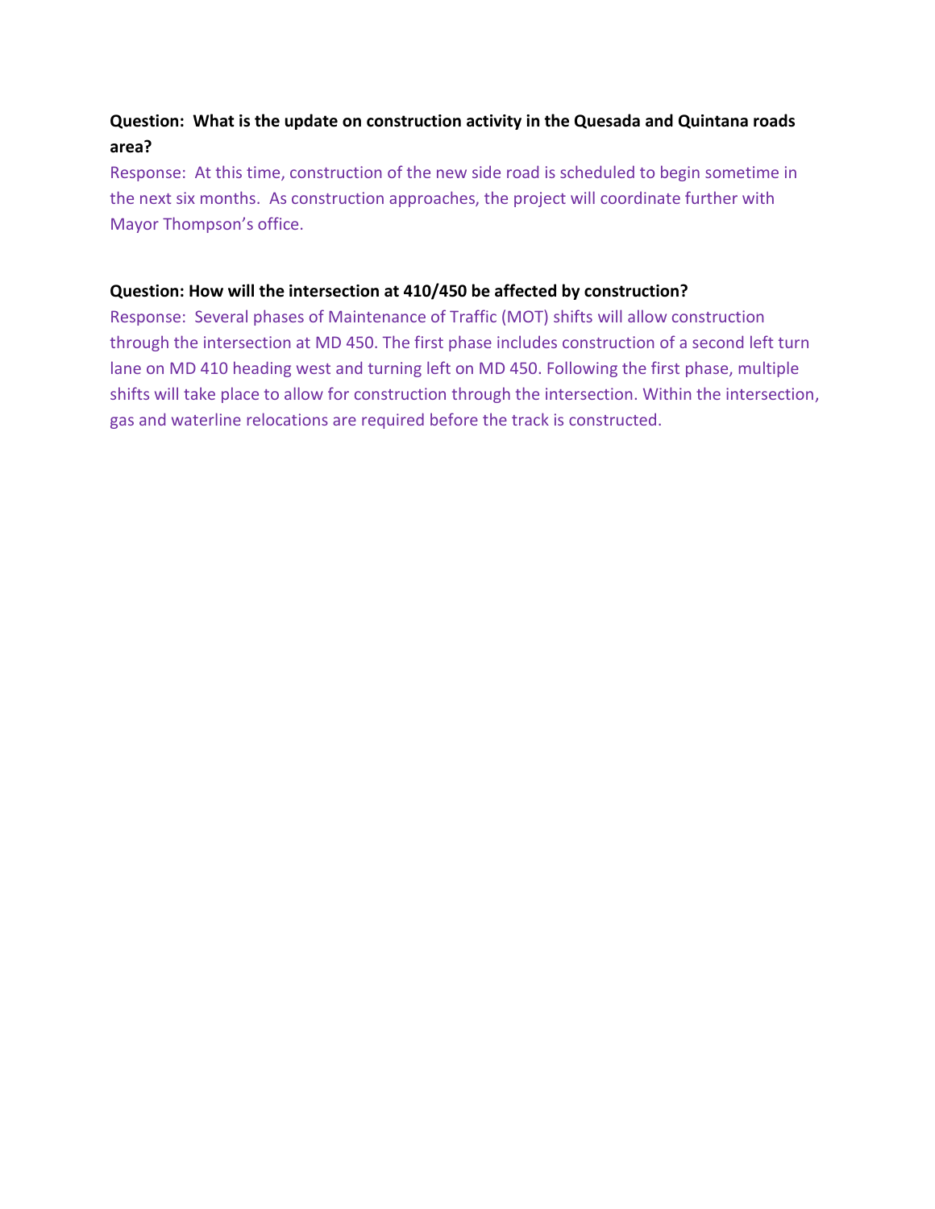**Question: What is the update on construction activity in the Quesada and Quintana roads area?**

Response: At this time, construction of the new side road is scheduled to begin sometime in the next six months. As construction approaches, the project will coordinate further with Mayor Thompson's office.

**Question: How will the intersection at 410/450 be affected by construction?**

Response: Several phases of Maintenance of Traffic (MOT) shifts will allow construction through the intersection at MD 450. The first phase includes construction of a second left turn lane on MD 410 heading west and turning left on MD 450. Following the first phase, multiple shifts will take place to allow for construction through the intersection. Within the intersection, gas and waterline relocations are required before the track is constructed.